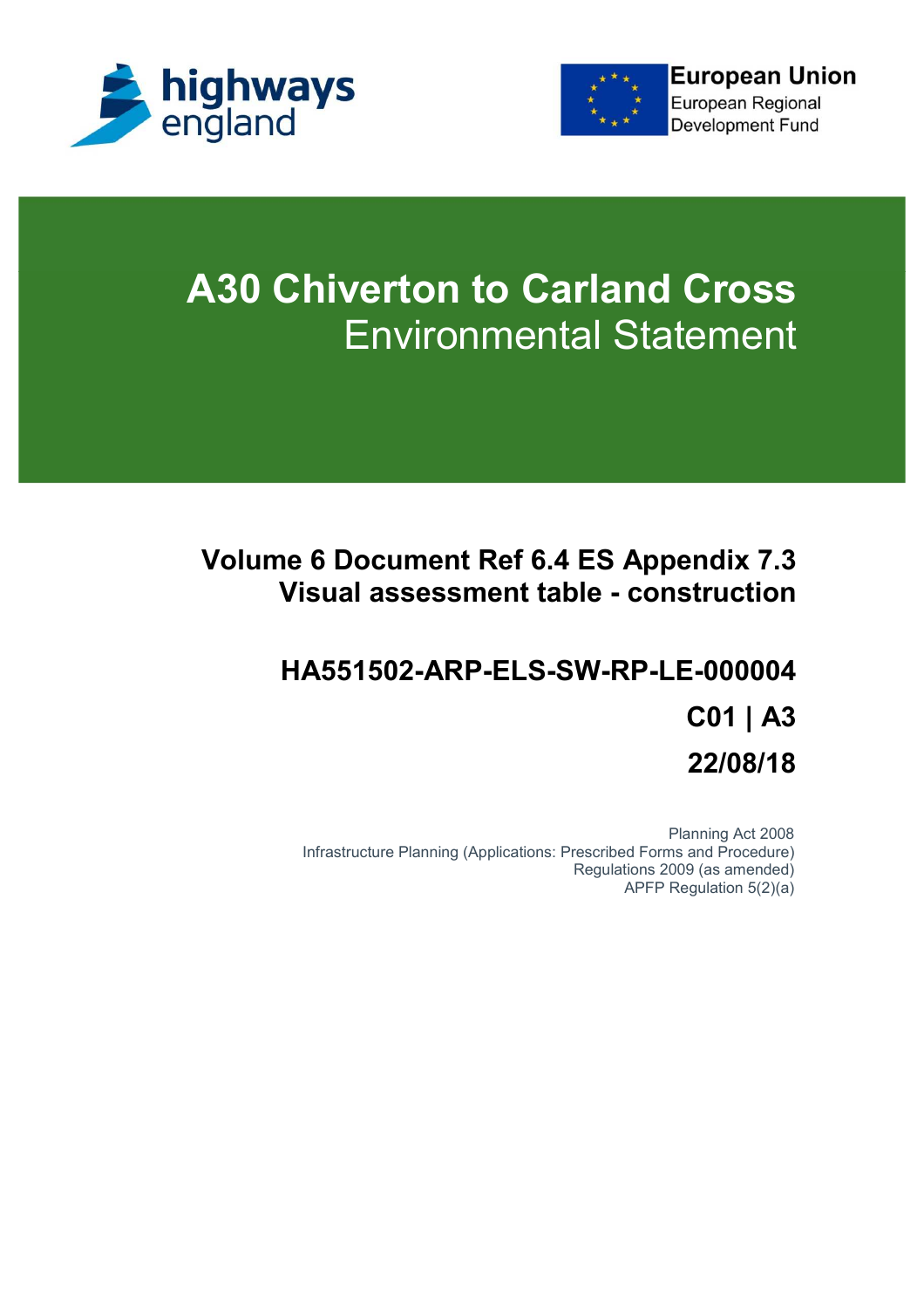highways england

European Union
European Regional Development Fund

# A30 Chiverton to Carland Cross
## Environmental Statement

### Volume 6 Document Ref 6.4 ES Appendix 7.3
### Visual assessment table - construction

**HA551502-ARP-ELS-SW-RP-LE-000004**

**C01 | A3**

**22/08/18**

Planning Act 2008
Infrastructure Planning (Applications: Prescribed Forms and Procedure) Regulations 2009 (as amended)
APFP Regulation 5(2)(a)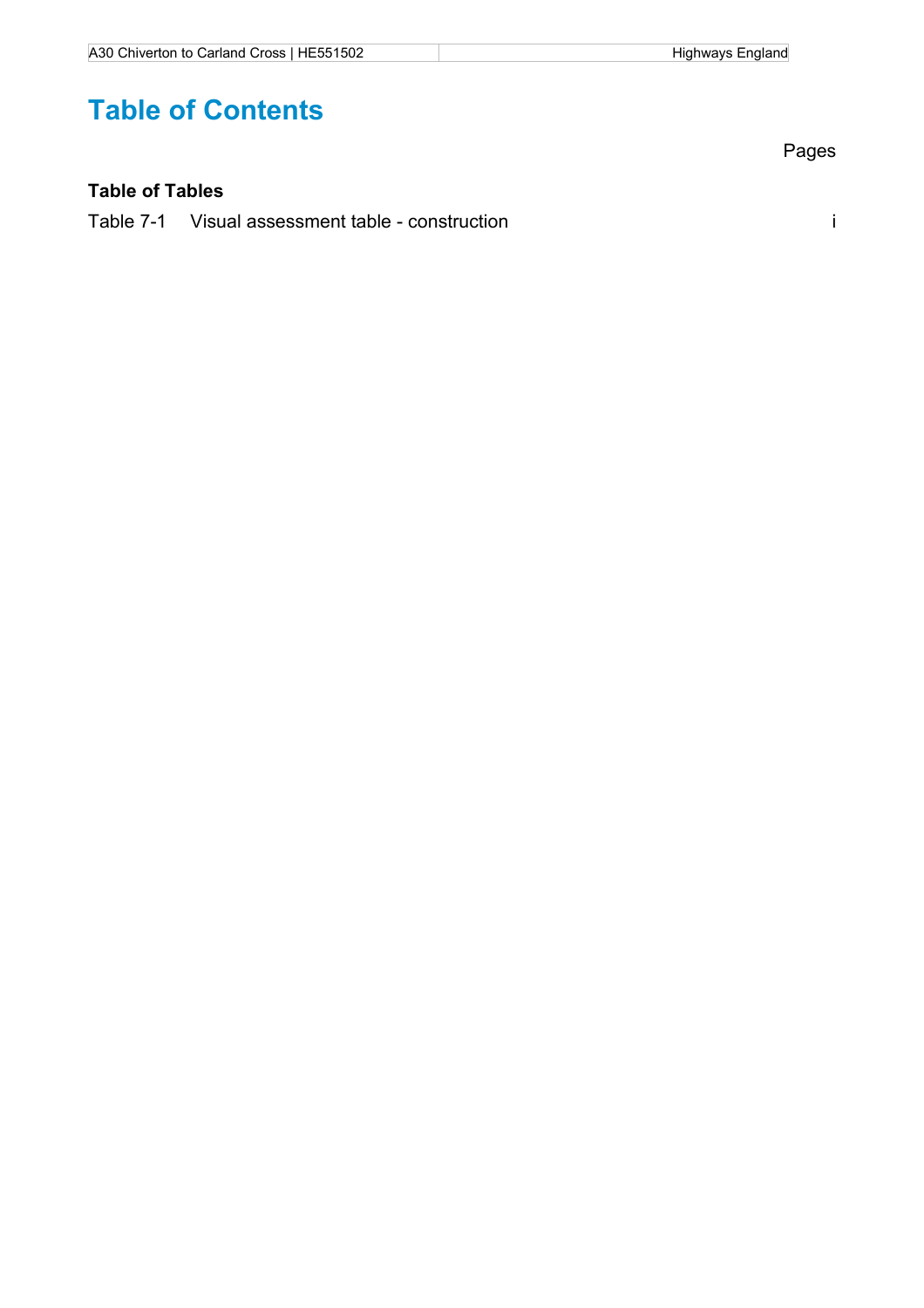# Table of Contents

Pages

**Table of Tables**

Table 7-1 Visual assessment table - construction i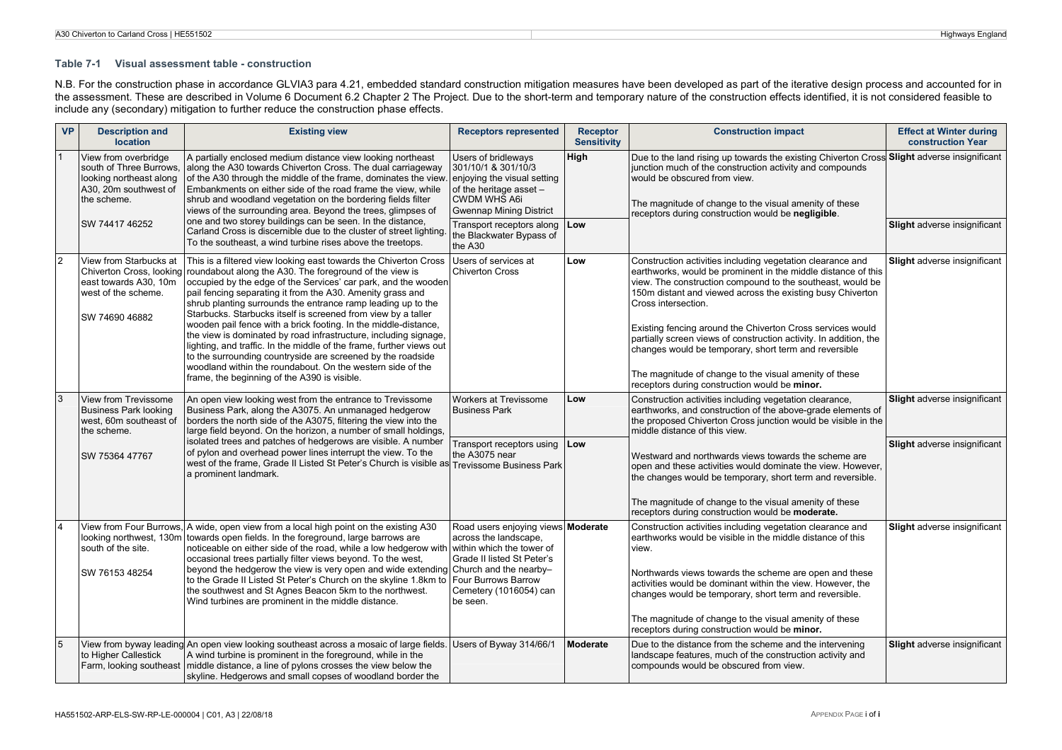### Table 7-1 Visual assessment table - construction

N.B. For the construction phase in accordance GLVIA3 para 4.21, embedded standard construction mitigation measures have been developed as part of the iterative design process and accounted for in the assessment. These are described in Volume 6 Document 6.2 Chapter 2 The Project. Due to the short-term and temporary nature of the construction effects identified, it is not considered feasible to include any (secondary) mitigation to further reduce the construction phase effects.

| VP | Description and location | Existing view | Receptors represented | Receptor Sensitivity | Construction impact | Effect at Winter during construction Year |
|---|---|---|---|---|---|---|
| 1 | View from overbridge south of Three Burrows, looking northeast along A30, 20m southwest of the scheme.<br><br>SW 74417 46252 | A partially enclosed medium distance view looking northeast along the A30 towards Chiverton Cross. The dual carriageway of the A30 through the middle of the frame, dominates the view. Embankments on either side of the road frame the view, while shrub and woodland vegetation on the bordering fields filter views of the surrounding area. Beyond the trees, glimpses of one and two storey buildings can be seen. In the distance, Carland Cross is discernible due to the cluster of street lighting. To the southeast, a wind turbine rises above the treetops. | Users of bridleways 301/10/1 & 301/10/3 enjoying the visual setting of the heritage asset – CWDM WHS A6i Gwennap Mining District | **High** | Due to the land rising up towards the existing Chiverton Cross junction much of the construction activity and compounds would be obscured from view.<br><br>The magnitude of change to the visual amenity of these receptors during construction would be **negligible**. | **Slight** adverse insignificant |
| | | | Transport receptors along the Blackwater Bypass of the A30 | **Low** | | **Slight** adverse insignificant |
| 2 | View from Starbucks at Chiverton Cross, looking east towards A30, 10m west of the scheme.<br><br>SW 74690 46882 | This is a filtered view looking east towards the Chiverton Cross roundabout along the A30. The foreground of the view is occupied by the edge of the Services' car park, and the wooden pail fencing separating it from the A30. Amenity grass and shrub planting surrounds the entrance ramp leading up to the Starbucks. Starbucks itself is screened from view by a taller wooden pail fence with a brick footing. In the middle-distance, the view is dominated by road infrastructure, including signage, lighting, and traffic. In the middle of the frame, further views out to the surrounding countryside are screened by the roadside woodland within the roundabout. On the western side of the frame, the beginning of the A390 is visible. | Users of services at Chiverton Cross | **Low** | Construction activities including vegetation clearance and earthworks, would be prominent in the middle distance of this view. The construction compound to the southeast, would be 150m distant and viewed across the existing busy Chiverton Cross intersection.<br><br>Existing fencing around the Chiverton Cross services would partially screen views of construction activity. In addition, the changes would be temporary, short term and reversible<br><br>The magnitude of change to the visual amenity of these receptors during construction would be **minor.** | **Slight** adverse insignificant |
| 3 | View from Trevissome Business Park looking west, 60m southeast of the scheme.<br><br>SW 75364 47767 | An open view looking west from the entrance to Trevissome Business Park, along the A3075. An unmanaged hedgerow borders the north side of the A3075, filtering the view into the large field beyond. On the horizon, a number of small holdings, isolated trees and patches of hedgerows are visible. A number of pylon and overhead power lines interrupt the view. To the west of the frame, Grade II Listed St Peter's Church is visible as a prominent landmark. | Workers at Trevissome Business Park | **Low** | Construction activities including vegetation clearance, earthworks, and construction of the above-grade elements of the proposed Chiverton Cross junction would be visible in the middle distance of this view.<br><br>Westward and northwards views towards the scheme are open and these activities would dominate the view. However, the changes would be temporary, short term and reversible.<br><br>The magnitude of change to the visual amenity of these receptors during construction would be **moderate.** | **Slight** adverse insignificant |
| | | | Transport receptors using the A3075 near Trevissome Business Park | **Low** | | **Slight** adverse insignificant |
| 4 | View from Four Burrows, looking northwest, 130m south of the site.<br><br>SW 76153 48254 | A wide, open view from a local high point on the existing A30 towards open fields. In the foreground, large barrows are noticeable on either side of the road, while a low hedgerow with occasional trees partially filter views beyond. To the west, beyond the hedgerow the view is very open and wide extending to the Grade II Listed St Peter's Church on the skyline 1.8km to the southwest and St Agnes Beacon 5km to the northwest. Wind turbines are prominent in the middle distance. | Road users enjoying views across the landscape, within which the tower of Grade II listed St Peter's Church and the nearby– Four Burrows Barrow Cemetery (1016054) can be seen. | **Moderate** | Construction activities including vegetation clearance and earthworks would be visible in the middle distance of this view.<br><br>Northwards views towards the scheme are open and these activities would be dominant within the view. However, the changes would be temporary, short term and reversible.<br><br>The magnitude of change to the visual amenity of these receptors during construction would be **minor.** | **Slight** adverse insignificant |
| 5 | View from byway leading to Higher Callestick Farm, looking southeast | An open view looking southeast across a mosaic of large fields. A wind turbine is prominent in the foreground, while in the middle distance, a line of pylons crosses the view below the skyline. Hedgerows and small copses of woodland border the | Users of Byway 314/66/1 | **Moderate** | Due to the distance from the scheme and the intervening landscape features, much of the construction activity and compounds would be obscured from view. | **Slight** adverse insignificant |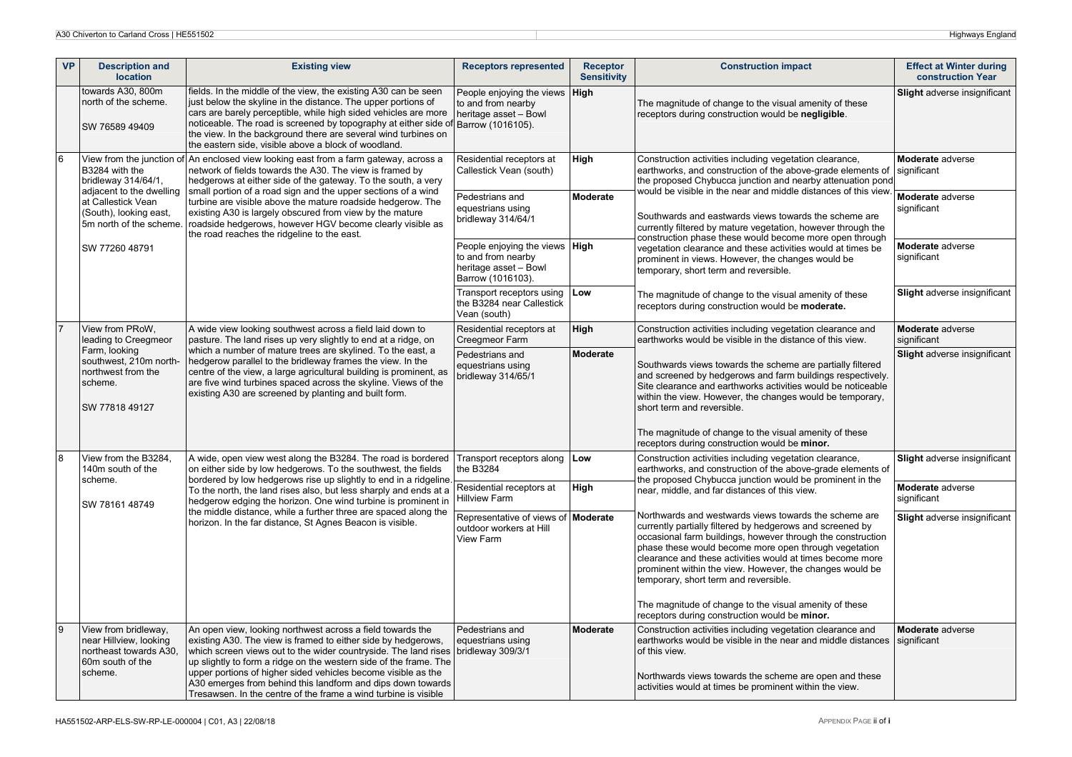| VP | Description and location | Existing view | Receptors represented | Receptor Sensitivity | Construction impact | Effect at Winter during construction Year |
|---|---|---|---|---|---|---|
| | towards A30, 800m north of the scheme.<br><br>SW 76589 49409 | fields. In the middle of the view, the existing A30 can be seen just below the skyline in the distance. The upper portions of cars are barely perceptible, while high sided vehicles are more noticeable. The road is screened by topography at either side of the view. In the background there are several wind turbines on the eastern side, visible above a block of woodland. | People enjoying the views to and from nearby heritage asset – Bowl Barrow (1016105). | **High** | The magnitude of change to the visual amenity of these receptors during construction would be **negligible**. | **Slight** adverse insignificant |
| 6 | View from the junction of B3284 with the bridleway 314/64/1, adjacent to the dwelling at Callestick Vean (South), looking east, 5m north of the scheme.<br><br>SW 77260 48791 | An enclosed view looking east from a farm gateway, across a network of fields towards the A30. The view is framed by hedgerows at either side of the gateway. To the south, a very small portion of a road sign and the upper sections of a wind turbine are visible above the mature roadside hedgerow. The existing A30 is largely obscured from view by the mature roadside hedgerows, however HGV become clearly visible as the road reaches the ridgeline to the east. | Residential receptors at Callestick Vean (south) | **High** | Construction activities including vegetation clearance, earthworks, and construction of the above-grade elements of the proposed Chybucca junction and nearby attenuation pond would be visible in the near and middle distances of this view.<br><br>Southwards and eastwards views towards the scheme are currently filtered by mature vegetation, however through the construction phase these would become more open through vegetation clearance and these activities would at times be prominent in views. However, the changes would be temporary, short term and reversible.<br><br>The magnitude of change to the visual amenity of these receptors during construction would be **moderate.** | **Moderate** adverse significant |
| | | | Pedestrians and equestrians using bridleway 314/64/1 | **Moderate** | | **Moderate** adverse significant |
| | | | People enjoying the views to and from nearby heritage asset – Bowl Barrow (1016103). | **High** | | **Moderate** adverse significant |
| | | | Transport receptors using the B3284 near Callestick Vean (south) | **Low** | | **Slight** adverse insignificant |
| 7 | View from PRoW, leading to Creegmeor Farm, looking southwest, 210m north-northwest from the scheme.<br><br>SW 77818 49127 | A wide view looking southwest across a field laid down to pasture. The land rises up very slightly to end at a ridge, on which a number of mature trees are skylined. To the east, a hedgerow parallel to the bridleway frames the view. In the centre of the view, a large agricultural building is prominent, as are five wind turbines spaced across the skyline. Views of the existing A30 are screened by planting and built form. | Residential receptors at Creegmeor Farm | **High** | Construction activities including vegetation clearance and earthworks would be visible in the distance of this view.<br><br>Southwards views towards the scheme are partially filtered and screened by hedgerows and farm buildings respectively. Site clearance and earthworks activities would be noticeable within the view. However, the changes would be temporary, short term and reversible.<br><br>The magnitude of change to the visual amenity of these receptors during construction would be **minor.** | **Moderate** adverse significant |
| | | | Pedestrians and equestrians using bridleway 314/65/1 | **Moderate** | | **Slight** adverse insignificant |
| 8 | View from the B3284, 140m south of the scheme.<br><br>SW 78161 48749 | A wide, open view west along the B3284. The road is bordered on either side by low hedgerows. To the southwest, the fields bordered by low hedgerows rise up slightly to end in a ridgeline. To the north, the land rises also, but less sharply and ends at a hedgerow edging the horizon. One wind turbine is prominent in the middle distance, while a further three are spaced along the horizon. In the far distance, St Agnes Beacon is visible. | Transport receptors along the B3284 | **Low** | Construction activities including vegetation clearance, earthworks, and construction of the above-grade elements of the proposed Chybucca junction would be prominent in the near, middle, and far distances of this view.<br><br>Northwards and westwards views towards the scheme are currently partially filtered by hedgerows and screened by occasional farm buildings, however through the construction phase these would become more open through vegetation clearance and these activities would at times become more prominent within the view. However, the changes would be temporary, short term and reversible.<br><br>The magnitude of change to the visual amenity of these receptors during construction would be **minor.** | **Slight** adverse insignificant |
| | | | Residential receptors at Hillview Farm | **High** | | **Moderate** adverse significant |
| | | | Representative of views of outdoor workers at Hill View Farm | **Moderate** | | **Slight** adverse insignificant |
| 9 | View from bridleway, near Hillview, looking northeast towards A30, 60m south of the scheme. | An open view, looking northwest across a field towards the existing A30. The view is framed to either side by hedgerows, which screen views out to the wider countryside. The land rises up slightly to form a ridge on the western side of the frame. The upper portions of higher sided vehicles become visible as the A30 emerges from behind this landform and dips down towards Tresawsen. In the centre of the frame a wind turbine is visible | Pedestrians and equestrians using bridleway 309/3/1 | **Moderate** | Construction activities including vegetation clearance and earthworks would be visible in the near and middle distances of this view.<br><br>Northwards views towards the scheme are open and these activities would at times be prominent within the view. | **Moderate** adverse significant |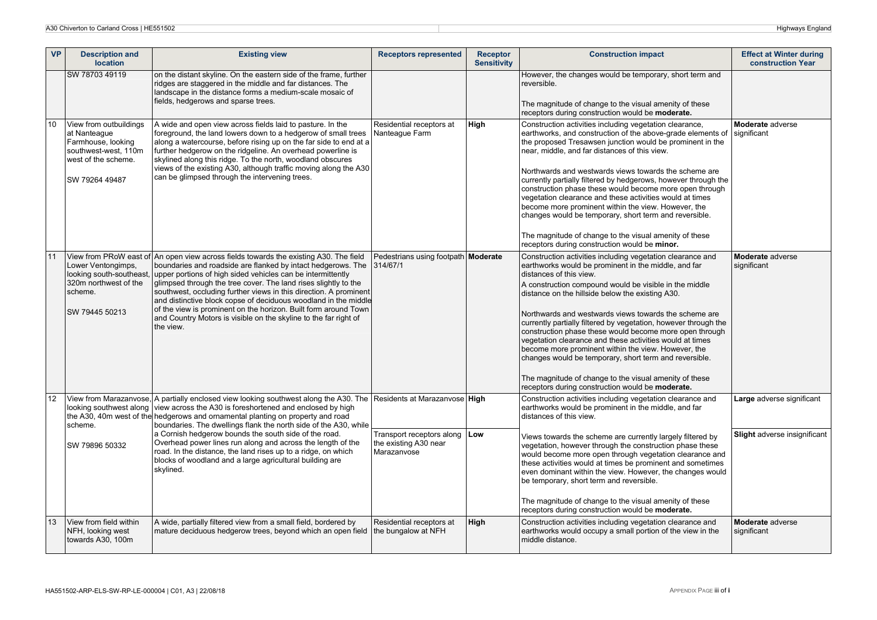| VP | Description and location | Existing view | Receptors represented | Receptor Sensitivity | Construction impact | Effect at Winter during construction Year |
|---|---|---|---|---|---|---|
| | SW 78703 49119 | on the distant skyline. On the eastern side of the frame, further ridges are staggered in the middle and far distances. The landscape in the distance forms a medium-scale mosaic of fields, hedgerows and sparse trees. | | | However, the changes would be temporary, short term and reversible.<br><br>The magnitude of change to the visual amenity of these receptors during construction would be **moderate.** | |
| 10 | View from outbuildings at Nanteague Farmhouse, looking southwest-west, 110m west of the scheme.<br><br>SW 79264 49487 | A wide and open view across fields laid to pasture. In the foreground, the land lowers down to a hedgerow of small trees along a watercourse, before rising up on the far side to end at a further hedgerow on the ridgeline. An overhead powerline is skylined along this ridge. To the north, woodland obscures views of the existing A30, although traffic moving along the A30 can be glimpsed through the intervening trees. | Residential receptors at Nanteague Farm | **High** | Construction activities including vegetation clearance, earthworks, and construction of the above-grade elements of the proposed Tresawsen junction would be prominent in the near, middle, and far distances of this view.<br><br>Northwards and westwards views towards the scheme are currently partially filtered by hedgerows, however through the construction phase these would become more open through vegetation clearance and these activities would at times become more prominent within the view. However, the changes would be temporary, short term and reversible.<br><br>The magnitude of change to the visual amenity of these receptors during construction would be **minor.** | **Moderate** adverse significant |
| 11 | View from PRoW east of Lower Ventongimps, looking south-southeast, 320m northwest of the scheme.<br><br>SW 79445 50213 | An open view across fields towards the existing A30. The field boundaries and roadside are flanked by intact hedgerows. The upper portions of high sided vehicles can be intermittently glimpsed through the tree cover. The land rises slightly to the southwest, occluding further views in this direction. A prominent and distinctive block copse of deciduous woodland in the middle of the view is prominent on the horizon. Built form around Town and Country Motors is visible on the skyline to the far right of the view. | Pedestrians using footpath 314/67/1 | **Moderate** | Construction activities including vegetation clearance and earthworks would be prominent in the middle, and far distances of this view.<br>A construction compound would be visible in the middle distance on the hillside below the existing A30.<br><br>Northwards and westwards views towards the scheme are currently partially filtered by vegetation, however through the construction phase these would become more open through vegetation clearance and these activities would at times become more prominent within the view. However, the changes would be temporary, short term and reversible.<br><br>The magnitude of change to the visual amenity of these receptors during construction would be **moderate.** | **Moderate** adverse significant |
| 12 | View from Marazanvose, looking southwest along the A30, 40m west of the scheme.<br><br>SW 79896 50332 | A partially enclosed view looking southwest along the A30. The view across the A30 is foreshortened and enclosed by high hedgerows and ornamental planting on property and road boundaries. The dwellings flank the north side of the A30, while a Cornish hedgerow bounds the south side of the road. Overhead power lines run along and across the length of the road. In the distance, the land rises up to a ridge, on which blocks of woodland and a large agricultural building are skylined. | Residents at Marazanvose | **High** | Construction activities including vegetation clearance and earthworks would be prominent in the middle, and far distances of this view.<br><br>Views towards the scheme are currently largely filtered by vegetation, however through the construction phase these would become more open through vegetation clearance and these activities would at times be prominent and sometimes even dominant within the view. However, the changes would be temporary, short term and reversible.<br><br>The magnitude of change to the visual amenity of these receptors during construction would be **moderate.** | **Large** adverse significant |
| | | | Transport receptors along the existing A30 near Marazanvose | **Low** | | **Slight** adverse insignificant |
| 13 | View from field within NFH, looking west towards A30, 100m | A wide, partially filtered view from a small field, bordered by mature deciduous hedgerow trees, beyond which an open field | Residential receptors at the bungalow at NFH | **High** | Construction activities including vegetation clearance and earthworks would occupy a small portion of the view in the middle distance. | **Moderate** adverse significant |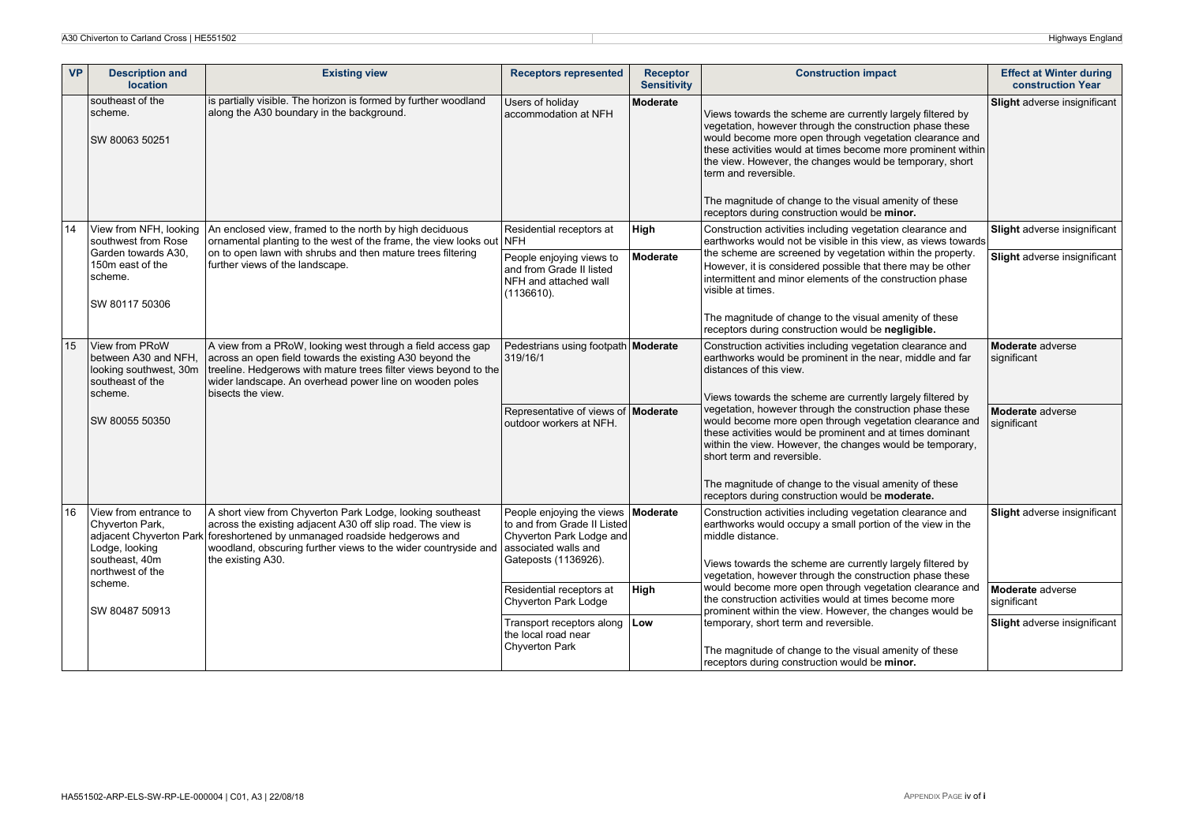| VP | Description and location | Existing view | Receptors represented | Receptor Sensitivity | Construction impact | Effect at Winter during construction Year |
|---|---|---|---|---|---|---|
| | southeast of the scheme.<br><br>SW 80063 50251 | is partially visible. The horizon is formed by further woodland along the A30 boundary in the background. | Users of holiday accommodation at NFH | **Moderate** | Views towards the scheme are currently largely filtered by vegetation, however through the construction phase these would become more open through vegetation clearance and these activities would at times become more prominent within the view. However, the changes would be temporary, short term and reversible.<br><br>The magnitude of change to the visual amenity of these receptors during construction would be **minor.** | **Slight** adverse insignificant |
| 14 | View from NFH, looking southwest from Rose Garden towards A30, 150m east of the scheme.<br><br>SW 80117 50306 | An enclosed view, framed to the north by high deciduous ornamental planting to the west of the frame, the view looks out on to open lawn with shrubs and then mature trees filtering further views of the landscape. | Residential receptors at NFH | **High** | Construction activities including vegetation clearance and earthworks would not be visible in this view, as views towards the scheme are screened by vegetation within the property. However, it is considered possible that there may be other intermittent and minor elements of the construction phase visible at times.<br><br>The magnitude of change to the visual amenity of these receptors during construction would be **negligible.** | **Slight** adverse insignificant |
| | | | People enjoying views to and from Grade II listed NFH and attached wall (1136610). | **Moderate** | | **Slight** adverse insignificant |
| 15 | View from PRoW between A30 and NFH, looking southwest, 30m southeast of the scheme.<br><br>SW 80055 50350 | A view from a PRoW, looking west through a field access gap across an open field towards the existing A30 beyond the treeline. Hedgerows with mature trees filter views beyond to the wider landscape. An overhead power line on wooden poles bisects the view. | Pedestrians using footpath 319/16/1 | **Moderate** | Construction activities including vegetation clearance and earthworks would be prominent in the near, middle and far distances of this view.<br><br>Views towards the scheme are currently largely filtered by vegetation, however through the construction phase these would become more open through vegetation clearance and these activities would be prominent and at times dominant within the view. However, the changes would be temporary, short term and reversible.<br><br>The magnitude of change to the visual amenity of these receptors during construction would be **moderate.** | **Moderate** adverse significant |
| | | | Representative of views of outdoor workers at NFH. | **Moderate** | | **Moderate** adverse significant |
| 16 | View from entrance to Chyverton Park, adjacent Chyverton Park Lodge, looking southeast, 40m northwest of the scheme.<br><br>SW 80487 50913 | A short view from Chyverton Park Lodge, looking southeast across the existing adjacent A30 off slip road. The view is foreshortened by unmanaged roadside hedgerows and woodland, obscuring further views to the wider countryside and the existing A30. | People enjoying the views to and from Grade II Listed Chyverton Park Lodge and associated walls and Gateposts (1136926). | **Moderate** | Construction activities including vegetation clearance and earthworks would occupy a small portion of the view in the middle distance.<br><br>Views towards the scheme are currently largely filtered by vegetation, however through the construction phase these would become more open through vegetation clearance and the construction activities would at times become more prominent within the view. However, the changes would be temporary, short term and reversible.<br><br>The magnitude of change to the visual amenity of these receptors during construction would be **minor.** | **Slight** adverse insignificant |
| | | | Residential receptors at Chyverton Park Lodge | **High** | | **Moderate** adverse significant |
| | | | Transport receptors along the local road near Chyverton Park | **Low** | | **Slight** adverse insignificant |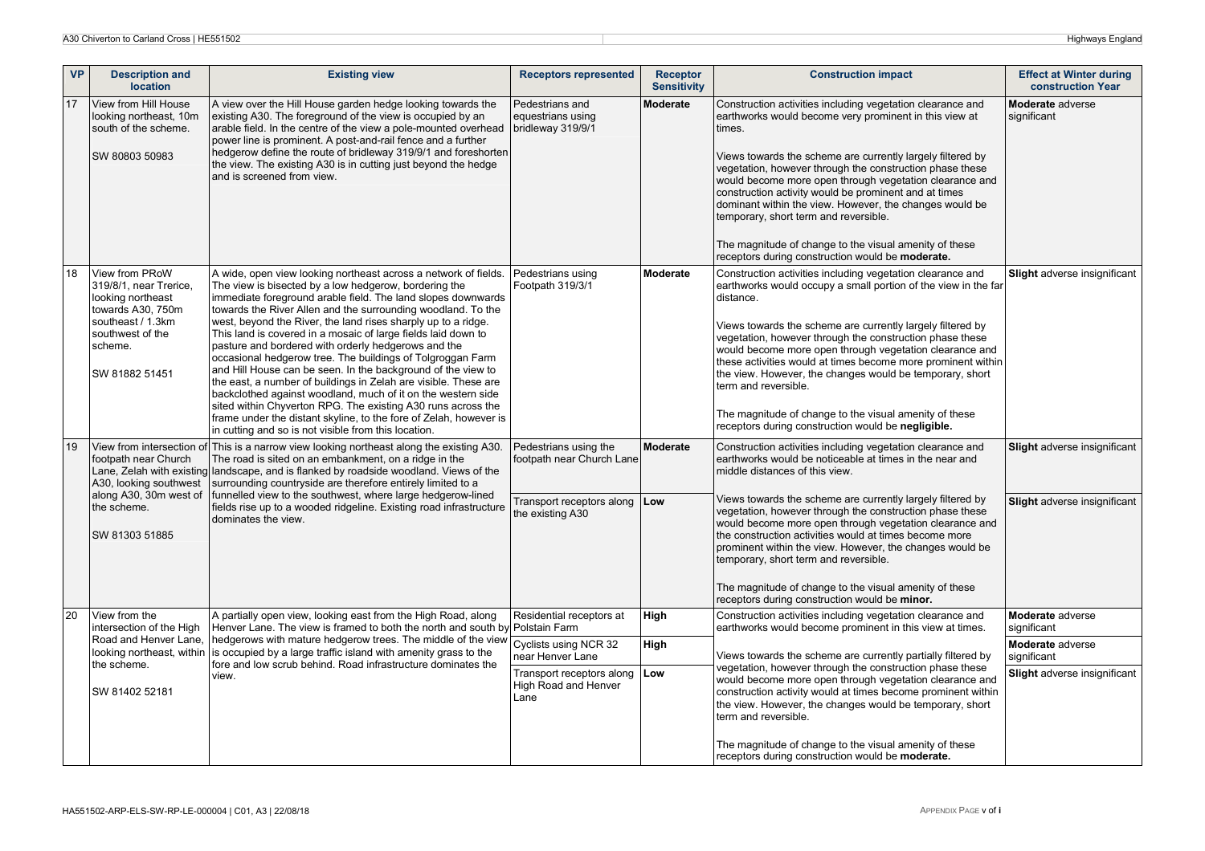| VP | Description and location | Existing view | Receptors represented | Receptor Sensitivity | Construction impact | Effect at Winter during construction Year |
|---|---|---|---|---|---|---|
| 17 | View from Hill House looking northeast, 10m south of the scheme.<br><br>SW 80803 50983 | A view over the Hill House garden hedge looking towards the existing A30. The foreground of the view is occupied by an arable field. In the centre of the view a pole-mounted overhead power line is prominent. A post-and-rail fence and a further hedgerow define the route of bridleway 319/9/1 and foreshorten the view. The existing A30 is in cutting just beyond the hedge and is screened from view. | Pedestrians and equestrians using bridleway 319/9/1 | **Moderate** | Construction activities including vegetation clearance and earthworks would become very prominent in this view at times.<br><br>Views towards the scheme are currently largely filtered by vegetation, however through the construction phase these would become more open through vegetation clearance and construction activity would be prominent and at times dominant within the view. However, the changes would be temporary, short term and reversible.<br><br>The magnitude of change to the visual amenity of these receptors during construction would be **moderate.** | **Moderate** adverse significant |
| 18 | View from PRoW 319/8/1, near Trerice, looking northeast towards A30, 750m southeast / 1.3km southwest of the scheme.<br><br>SW 81882 51451 | A wide, open view looking northeast across a network of fields. The view is bisected by a low hedgerow, bordering the immediate foreground arable field. The land slopes downwards towards the River Allen and the surrounding woodland. To the west, beyond the River, the land rises sharply up to a ridge. This land is covered in a mosaic of large fields laid down to pasture and bordered with orderly hedgerows and the occasional hedgerow tree. The buildings of Tolgroggan Farm and Hill House can be seen. In the background of the view to the east, a number of buildings in Zelah are visible. These are backclothed against woodland, much of it on the western side sited within Chyverton RPG. The existing A30 runs across the frame under the distant skyline, to the fore of Zelah, however is in cutting and so is not visible from this location. | Pedestrians using Footpath 319/3/1 | **Moderate** | Construction activities including vegetation clearance and earthworks would occupy a small portion of the view in the far distance.<br><br>Views towards the scheme are currently largely filtered by vegetation, however through the construction phase these would become more open through vegetation clearance and these activities would at times become more prominent within the view. However, the changes would be temporary, short term and reversible.<br><br>The magnitude of change to the visual amenity of these receptors during construction would be **negligible.** | **Slight** adverse insignificant |
| 19 | View from intersection of footpath near Church Lane, Zelah with existing A30, looking southwest along A30, 30m west of the scheme.<br><br>SW 81303 51885 | This is a narrow view looking northeast along the existing A30. The road is sited on an embankment, on a ridge in the landscape, and is flanked by roadside woodland. Views of the surrounding countryside are therefore entirely limited to a funnelled view to the southwest, where large hedgerow-lined fields rise up to a wooded ridgeline. Existing road infrastructure dominates the view. | Pedestrians using the footpath near Church Lane | **Moderate** | Construction activities including vegetation clearance and earthworks would be noticeable at times in the near and middle distances of this view.<br><br>Views towards the scheme are currently largely filtered by vegetation, however through the construction phase these would become more open through vegetation clearance and the construction activities would at times become more prominent within the view. However, the changes would be temporary, short term and reversible.<br><br>The magnitude of change to the visual amenity of these receptors during construction would be **minor.** | **Slight** adverse insignificant |
| | | | Transport receptors along the existing A30 | **Low** | | **Slight** adverse insignificant |
| 20 | View from the intersection of the High Road and Henver Lane, looking northeast, within the scheme.<br><br>SW 81402 52181 | A partially open view, looking east from the High Road, along Henver Lane. The view is framed to both the north and south by hedgerows with mature hedgerow trees. The middle of the view is occupied by a large traffic island with amenity grass to the fore and low scrub behind. Road infrastructure dominates the view. | Residential receptors at Polstain Farm | **High** | Construction activities including vegetation clearance and earthworks would become prominent in this view at times.<br><br>Views towards the scheme are currently partially filtered by vegetation, however through the construction phase these would become more open through vegetation clearance and construction activity would at times become prominent within the view. However, the changes would be temporary, short term and reversible.<br><br>The magnitude of change to the visual amenity of these receptors during construction would be **moderate.** | **Moderate** adverse significant |
| | | | Cyclists using NCR 32 near Henver Lane | **High** | | **Moderate** adverse significant |
| | | | Transport receptors along High Road and Henver Lane | **Low** | | **Slight** adverse insignificant |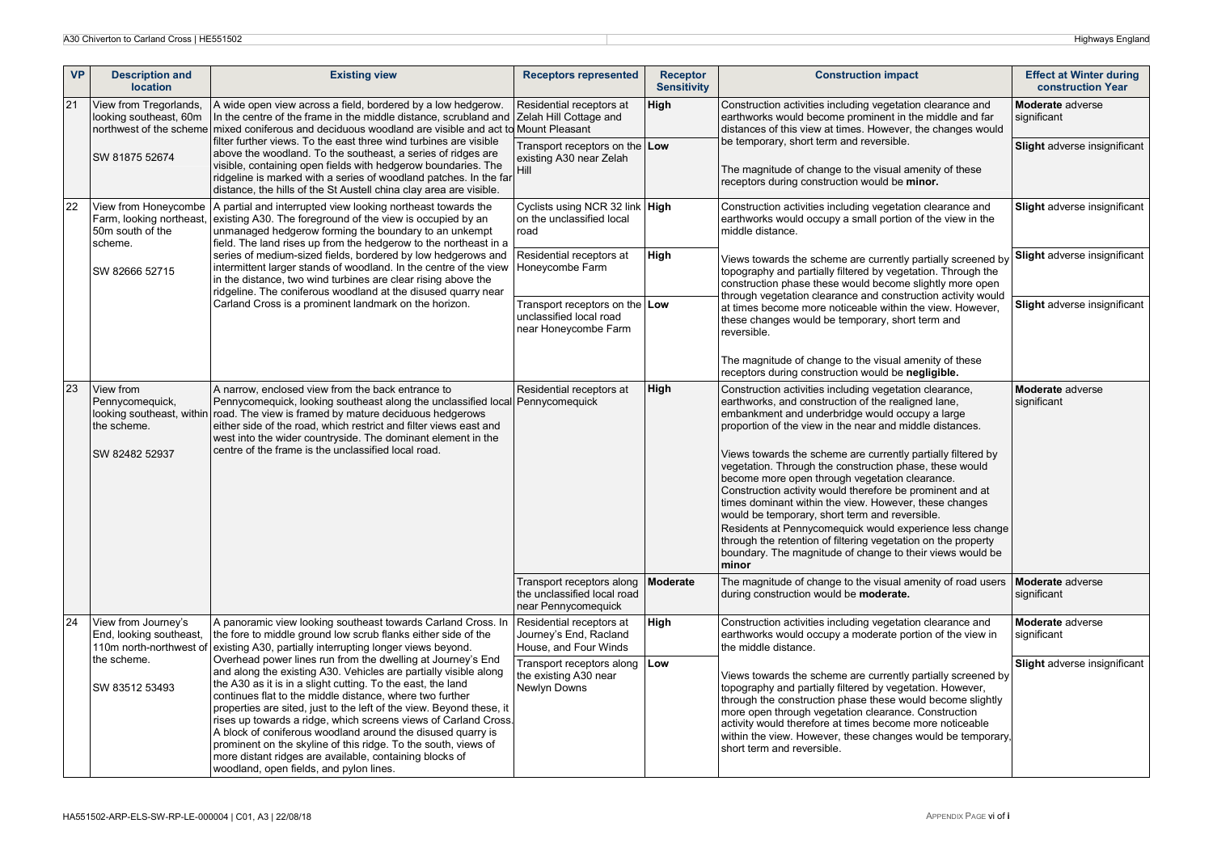| VP | Description and location | Existing view | Receptors represented | Receptor Sensitivity | Construction impact | Effect at Winter during construction Year |
|---|---|---|---|---|---|---|
| 21 | View from Tregorlands, looking southeast, 60m northwest of the scheme<br><br>SW 81875 52674 | A wide open view across a field, bordered by a low hedgerow. In the centre of the frame in the middle distance, scrubland and mixed coniferous and deciduous woodland are visible and act to filter further views. To the east three wind turbines are visible above the woodland. To the southeast, a series of ridges are visible, containing open fields with hedgerow boundaries. The ridgeline is marked with a series of woodland patches. In the far distance, the hills of the St Austell china clay area are visible. | Residential receptors at Zelah Hill Cottage and Mount Pleasant | **High** | Construction activities including vegetation clearance and earthworks would become prominent in the middle and far distances of this view at times. However, the changes would be temporary, short term and reversible.<br><br>The magnitude of change to the visual amenity of these receptors during construction would be **minor.** | **Moderate** adverse significant |
| | | | Transport receptors on the existing A30 near Zelah Hill | **Low** | | **Slight** adverse insignificant |
| 22 | View from Honeycombe Farm, looking northeast, 50m south of the scheme.<br><br>SW 82666 52715 | A partial and interrupted view looking northeast towards the existing A30. The foreground of the view is occupied by an unmanaged hedgerow forming the boundary to an unkempt field. The land rises up from the hedgerow to the northeast in a series of medium-sized fields, bordered by low hedgerows and intermittent larger stands of woodland. In the centre of the view in the distance, two wind turbines are clear rising above the ridgeline. The coniferous woodland at the disused quarry near Carland Cross is a prominent landmark on the horizon. | Cyclists using NCR 32 link on the unclassified local road | **High** | Construction activities including vegetation clearance and earthworks would occupy a small portion of the view in the middle distance.<br><br>Views towards the scheme are currently partially screened by topography and partially filtered by vegetation. Through the construction phase these would become slightly more open through vegetation clearance and construction activity would at times become more noticeable within the view. However, these changes would be temporary, short term and reversible.<br><br>The magnitude of change to the visual amenity of these receptors during construction would be **negligible.** | **Slight** adverse insignificant |
| | | | Residential receptors at Honeycombe Farm | **High** | | **Slight** adverse insignificant |
| | | | Transport receptors on the unclassified local road near Honeycombe Farm | **Low** | | **Slight** adverse insignificant |
| 23 | View from Pennycomequick, looking southeast, within the scheme.<br><br>SW 82482 52937 | A narrow, enclosed view from the back entrance to Pennycomequick, looking southeast along the unclassified local road. The view is framed by mature deciduous hedgerows either side of the road, which restrict and filter views east and west into the wider countryside. The dominant element in the centre of the frame is the unclassified local road. | Residential receptors at Pennycomequick | **High** | Construction activities including vegetation clearance, earthworks, and construction of the realigned lane, embankment and underbridge would occupy a large proportion of the view in the near and middle distances.<br><br>Views towards the scheme are currently partially filtered by vegetation. Through the construction phase, these would become more open through vegetation clearance. Construction activity would therefore be prominent and at times dominant within the view. However, these changes would be temporary, short term and reversible.<br>Residents at Pennycomequick would experience less change through the retention of filtering vegetation on the property boundary. The magnitude of change to their views would be **minor** | **Moderate** adverse significant |
| | | | Transport receptors along the unclassified local road near Pennycomequick | **Moderate** | The magnitude of change to the visual amenity of road users during construction would be **moderate.** | **Moderate** adverse significant |
| 24 | View from Journey's End, looking southeast, 110m north-northwest of the scheme.<br><br>SW 83512 53493 | A panoramic view looking southeast towards Carland Cross. In the fore to middle ground low scrub flanks either side of the existing A30, partially interrupting longer views beyond. Overhead power lines run from the dwelling at Journey's End and along the existing A30. Vehicles are partially visible along the A30 as it is in a slight cutting. To the east, the land continues flat to the middle distance, where two further properties are sited, just to the left of the view. Beyond these, it rises up towards a ridge, which screens views of Carland Cross. A block of coniferous woodland around the disused quarry is prominent on the skyline of this ridge. To the south, views of more distant ridges are available, containing blocks of woodland, open fields, and pylon lines. | Residential receptors at Journey's End, Racland House, and Four Winds | **High** | Construction activities including vegetation clearance and earthworks would occupy a moderate portion of the view in the middle distance.<br><br>Views towards the scheme are currently partially screened by topography and partially filtered by vegetation. However, through the construction phase these would become slightly more open through vegetation clearance. Construction activity would therefore at times become more noticeable within the view. However, these changes would be temporary, short term and reversible. | **Moderate** adverse significant |
| | | | Transport receptors along the existing A30 near Newlyn Downs | **Low** | | **Slight** adverse insignificant |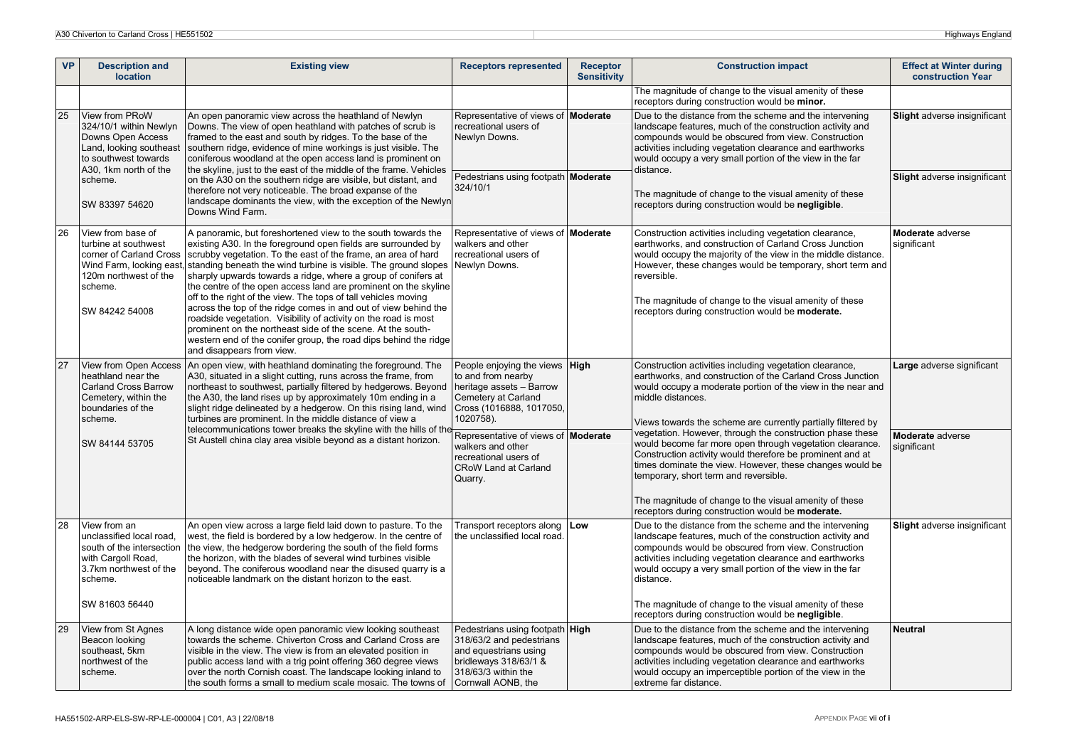| VP | Description and location | Existing view | Receptors represented | Receptor Sensitivity | Construction impact | Effect at Winter during construction Year |
|---|---|---|---|---|---|---|
| | | | | | The magnitude of change to the visual amenity of these receptors during construction would be **minor.** | |
| 25 | View from PRoW 324/10/1 within Newlyn Downs Open Access Land, looking southeast to southwest towards A30, 1km north of the scheme.<br><br>SW 83397 54620 | An open panoramic view across the heathland of Newlyn Downs. The view of open heathland with patches of scrub is framed to the east and south by ridges. To the base of the southern ridge, evidence of mine workings is just visible. The coniferous woodland at the open access land is prominent on the skyline, just to the east of the middle of the frame. Vehicles on the A30 on the southern ridge are visible, but distant, and therefore not very noticeable. The broad expanse of the landscape dominants the view, with the exception of the Newlyn Downs Wind Farm. | Representative of views of recreational users of Newlyn Downs. | **Moderate** | Due to the distance from the scheme and the intervening landscape features, much of the construction activity and compounds would be obscured from view. Construction activities including vegetation clearance and earthworks would occupy a very small portion of the view in the far distance.<br><br>The magnitude of change to the visual amenity of these receptors during construction would be **negligible**. | **Slight** adverse insignificant |
| | | | Pedestrians using footpath 324/10/1 | **Moderate** | | **Slight** adverse insignificant |
| 26 | View from base of turbine at southwest corner of Carland Cross Wind Farm, looking east, 120m northwest of the scheme.<br><br>SW 84242 54008 | A panoramic, but foreshortened view to the south towards the existing A30. In the foreground open fields are surrounded by scrubby vegetation. To the east of the frame, an area of hard standing beneath the wind turbine is visible. The ground slopes sharply upwards towards a ridge, where a group of conifers at the centre of the open access land are prominent on the skyline off to the right of the view. The tops of tall vehicles moving across the top of the ridge comes in and out of view behind the roadside vegetation. Visibility of activity on the road is most prominent on the northeast side of the scene. At the south-western end of the conifer group, the road dips behind the ridge and disappears from view. | Representative of views of walkers and other recreational users of Newlyn Downs. | **Moderate** | Construction activities including vegetation clearance, earthworks, and construction of Carland Cross Junction would occupy the majority of the view in the middle distance. However, these changes would be temporary, short term and reversible.<br><br>The magnitude of change to the visual amenity of these receptors during construction would be **moderate.** | **Moderate** adverse significant |
| 27 | View from Open Access heathland near the Carland Cross Barrow Cemetery, within the boundaries of the scheme.<br><br>SW 84144 53705 | An open view, with heathland dominating the foreground. The A30, situated in a slight cutting, runs across the frame, from northeast to southwest, partially filtered by hedgerows. Beyond the A30, the land rises up by approximately 10m ending in a slight ridge delineated by a hedgerow. On this rising land, wind turbines are prominent. In the middle distance of view a telecommunications tower breaks the skyline with the hills of the St Austell china clay area visible beyond as a distant horizon. | People enjoying the views to and from nearby heritage assets – Barrow Cemetery at Carland Cross (1016888, 1017050, 1020758). | **High** | Construction activities including vegetation clearance, earthworks, and construction of the Carland Cross Junction would occupy a moderate portion of the view in the near and middle distances.<br><br>Views towards the scheme are currently partially filtered by vegetation. However, through the construction phase these would become far more open through vegetation clearance. Construction activity would therefore be prominent and at times dominate the view. However, these changes would be temporary, short term and reversible.<br><br>The magnitude of change to the visual amenity of these receptors during construction would be **moderate.** | **Large** adverse significant |
| | | | Representative of views of walkers and other recreational users of CRoW Land at Carland Quarry. | **Moderate** | | **Moderate** adverse significant |
| 28 | View from an unclassified local road, south of the intersection with Cargoll Road, 3.7km northwest of the scheme.<br><br>SW 81603 56440 | An open view across a large field laid down to pasture. To the west, the field is bordered by a low hedgerow. In the centre of the view, the hedgerow bordering the south of the field forms the horizon, with the blades of several wind turbines visible beyond. The coniferous woodland near the disused quarry is a noticeable landmark on the distant horizon to the east. | Transport receptors along the unclassified local road. | **Low** | Due to the distance from the scheme and the intervening landscape features, much of the construction activity and compounds would be obscured from view. Construction activities including vegetation clearance and earthworks would occupy a very small portion of the view in the far distance.<br><br>The magnitude of change to the visual amenity of these receptors during construction would be **negligible**. | **Slight** adverse insignificant |
| 29 | View from St Agnes Beacon looking southeast, 5km northwest of the scheme. | A long distance wide open panoramic view looking southeast towards the scheme. Chiverton Cross and Carland Cross are visible in the view. The view is from an elevated position in public access land with a trig point offering 360 degree views over the north Cornish coast. The landscape looking inland to the south forms a small to medium scale mosaic. The towns of | Pedestrians using footpath 318/63/2 and pedestrians and equestrians using bridleways 318/63/1 & 318/63/3 within the Cornwall AONB, the | **High** | Due to the distance from the scheme and the intervening landscape features, much of the construction activity and compounds would be obscured from view. Construction activities including vegetation clearance and earthworks would occupy an imperceptible portion of the view in the extreme far distance. | **Neutral** |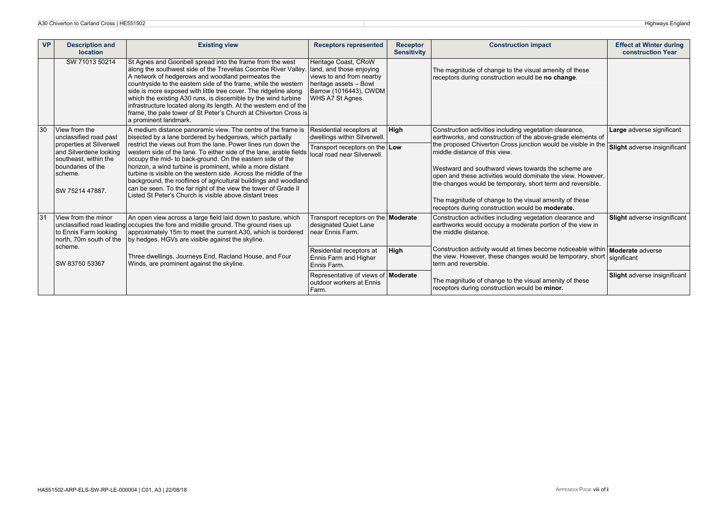| VP | Description and location | Existing view | Receptors represented | Receptor Sensitivity | Construction impact | Effect at Winter during construction Year |
|---|---|---|---|---|---|---|
| | SW 71013 50214 | St Agnes and Goonbell spread into the frame from the west along the southwest side of the Trevellas Coombe River Valley. A network of hedgerows and woodland permeates the countryside to the eastern side of the frame, while the western side is more exposed with little tree cover. The ridgeline along which the existing A30 runs, is discernible by the wind turbine infrastructure located along its length. At the western end of the frame, the pale tower of St Peter's Church at Chiverton Cross is a prominent landmark. | Heritage Coast, CRoW land, and those enjoying views to and from nearby heritage assets – Bowl Barrow (1016443), CWDM WHS A7 St Agnes. | | The magnitude of change to the visual amenity of these receptors during construction would be **no change**. | |
| 30 | View from the unclassified road past properties at Silverwell and Silverdene looking southeast, within the boundaries of the scheme.<br><br>SW 75214 47887. | A medium distance panoramic view. The centre of the frame is bisected by a lane bordered by hedgerows, which partially restrict the views out from the lane. Power lines run down the western side of the lane. To either side of the lane, arable fields occupy the mid- to back-ground. On the eastern side of the horizon, a wind turbine is prominent, while a more distant turbine is visible on the western side. Across the middle of the background, the rooflines of agricultural buildings and woodland can be seen. To the far right of the view the tower of Grade II Listed St Peter's Church is visible above distant trees | Residential receptors at dwellings within Silverwell. | **High** | Construction activities including vegetation clearance, earthworks, and construction of the above-grade elements of the proposed Chiverton Cross junction would be visible in the middle distance of this view.<br><br>Westward and southward views towards the scheme are open and these activities would dominate the view. However, the changes would be temporary, short term and reversible.<br><br>The magnitude of change to the visual amenity of these receptors during construction would be **moderate.** | **Large** adverse significant |
| | | | Transport receptors on the local road near Silverwell. | **Low** | | **Slight** adverse insignificant |
| 31 | View from the minor unclassified road leading to Ennis Farm looking north, 70m south of the scheme.<br><br>SW 83750 53367 | An open view across a large field laid down to pasture, which occupies the fore and middle ground. The ground rises up approximately 15m to meet the current A30, which is bordered by hedges. HGVs are visible against the skyline.<br><br>Three dwellings, Journeys End, Racland House, and Four Winds, are prominent against the skyline. | Transport receptors on the designated Quiet Lane near Ennis Farm. | **Moderate** | Construction activities including vegetation clearance and earthworks would occupy a moderate portion of the view in the middle distance.<br><br>Construction activity would at times become noticeable within the view. However, these changes would be temporary, short term and reversible.<br><br>The magnitude of change to the visual amenity of these receptors during construction would be **minor.** | **Slight** adverse insignificant |
| | | | Residential receptors at Ennis Farm and Higher Ennis Farm. | **High** | | **Moderate** adverse significant |
| | | | Representative of views of outdoor workers at Ennis Farm. | **Moderate** | | **Slight** adverse insignificant |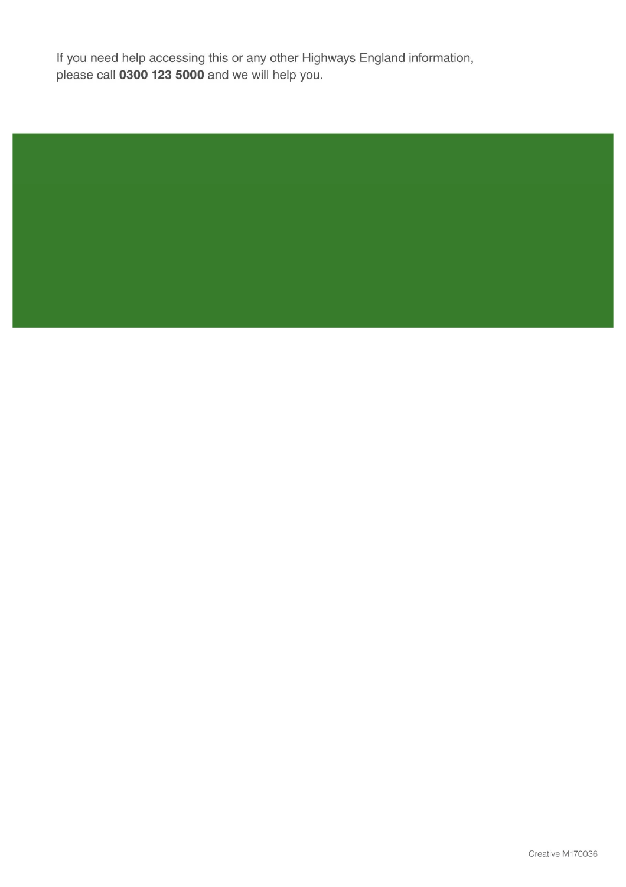If you need help accessing this or any other Highways England information, please call **0300 123 5000** and we will help you.

Creative M170036